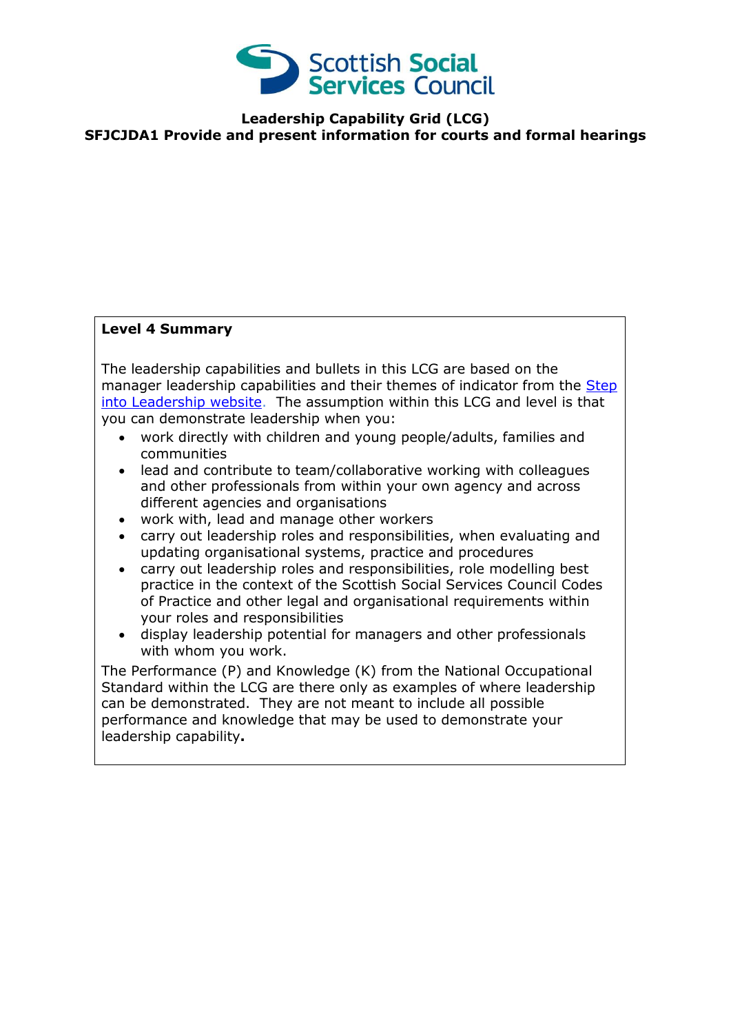**Leadership Capability Grid (LCG)**
**SFJCJDA1 Provide and present information for courts and formal hearings**

**Level 4 Summary**

The leadership capabilities and bullets in this LCG are based on the manager leadership capabilities and their themes of indicator from the [Step into Leadership website](). The assumption within this LCG and level is that you can demonstrate leadership when you:

- work directly with children and young people/adults, families and communities
- lead and contribute to team/collaborative working with colleagues and other professionals from within your own agency and across different agencies and organisations
- work with, lead and manage other workers
- carry out leadership roles and responsibilities, when evaluating and updating organisational systems, practice and procedures
- carry out leadership roles and responsibilities, role modelling best practice in the context of the Scottish Social Services Council Codes of Practice and other legal and organisational requirements within your roles and responsibilities
- display leadership potential for managers and other professionals with whom you work.

The Performance (P) and Knowledge (K) from the National Occupational Standard within the LCG are there only as examples of where leadership can be demonstrated. They are not meant to include all possible performance and knowledge that may be used to demonstrate your leadership capability**.**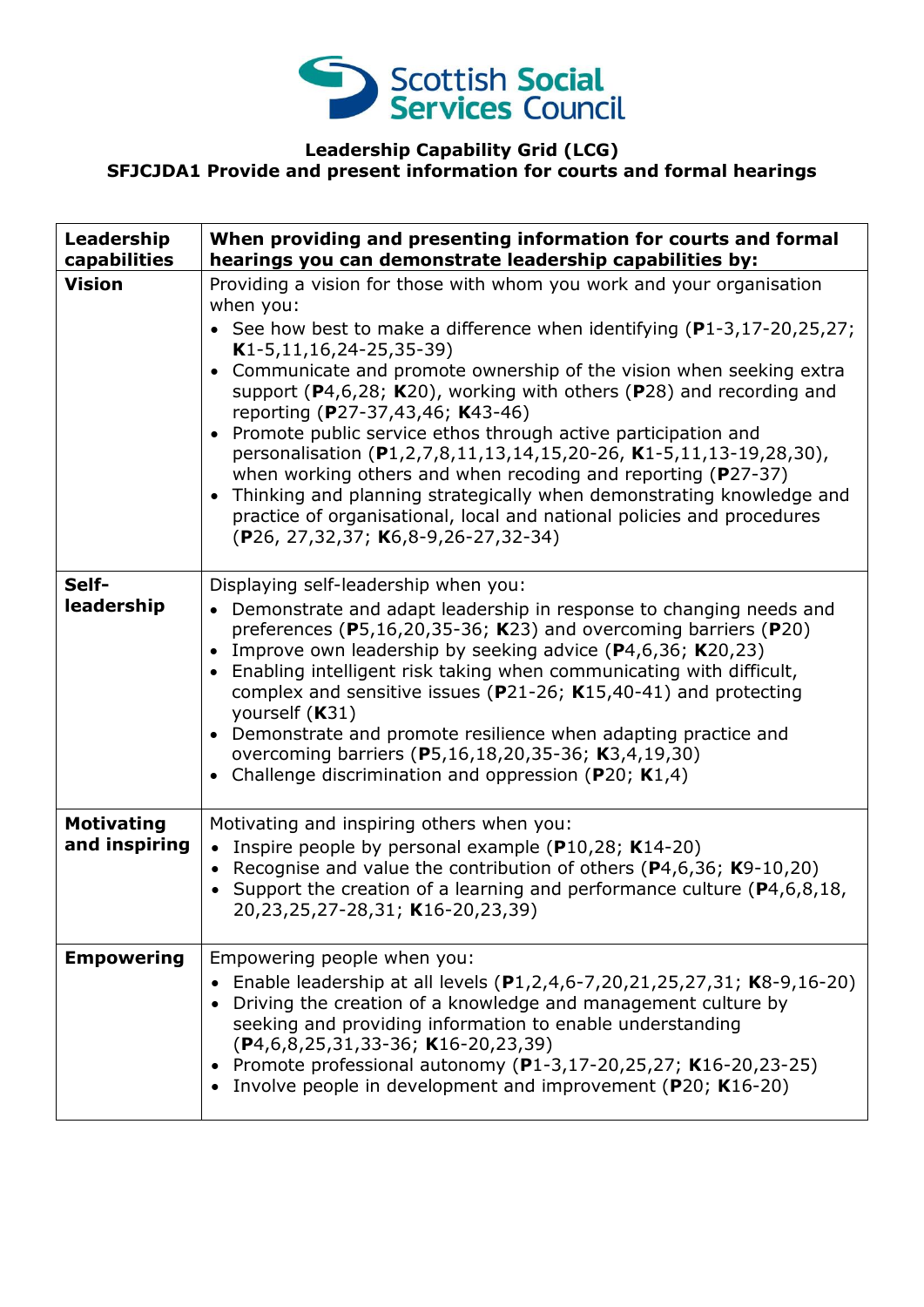Scottish Social Services Council

**Leadership Capability Grid (LCG)**
**SFJCJDA1 Provide and present information for courts and formal hearings**

| Leadership capabilities | When providing and presenting information for courts and formal hearings you can demonstrate leadership capabilities by: |
|---|---|
| **Vision** | Providing a vision for those with whom you work and your organisation when you:<br>• See how best to make a difference when identifying (**P**1-3,17-20,25,27; **K**1-5,11,16,24-25,35-39)<br>• Communicate and promote ownership of the vision when seeking extra support (**P**4,6,28; **K**20), working with others (**P**28) and recording and reporting (**P**27-37,43,46; **K**43-46)<br>• Promote public service ethos through active participation and personalisation (**P**1,2,7,8,11,13,14,15,20-26, **K**1-5,11,13-19,28,30), when working others and when recoding and reporting (**P**27-37)<br>• Thinking and planning strategically when demonstrating knowledge and practice of organisational, local and national policies and procedures (**P**26, 27,32,37; **K**6,8-9,26-27,32-34) |
| **Self-leadership** | Displaying self-leadership when you:<br>• Demonstrate and adapt leadership in response to changing needs and preferences (**P**5,16,20,35-36; **K**23) and overcoming barriers (**P**20)<br>• Improve own leadership by seeking advice (**P**4,6,36; **K**20,23)<br>• Enabling intelligent risk taking when communicating with difficult, complex and sensitive issues (**P**21-26; **K**15,40-41) and protecting yourself (**K**31)<br>• Demonstrate and promote resilience when adapting practice and overcoming barriers (**P**5,16,18,20,35-36; **K**3,4,19,30)<br>• Challenge discrimination and oppression (**P**20; **K**1,4) |
| **Motivating and inspiring** | Motivating and inspiring others when you:<br>• Inspire people by personal example (**P**10,28; **K**14-20)<br>• Recognise and value the contribution of others (**P**4,6,36; **K**9-10,20)<br>• Support the creation of a learning and performance culture (**P**4,6,8,18, 20,23,25,27-28,31; **K**16-20,23,39) |
| **Empowering** | Empowering people when you:<br>• Enable leadership at all levels (**P**1,2,4,6-7,20,21,25,27,31; **K**8-9,16-20)<br>• Driving the creation of a knowledge and management culture by seeking and providing information to enable understanding (**P**4,6,8,25,31,33-36; **K**16-20,23,39)<br>• Promote professional autonomy (**P**1-3,17-20,25,27; **K**16-20,23-25)<br>• Involve people in development and improvement (**P**20; **K**16-20) |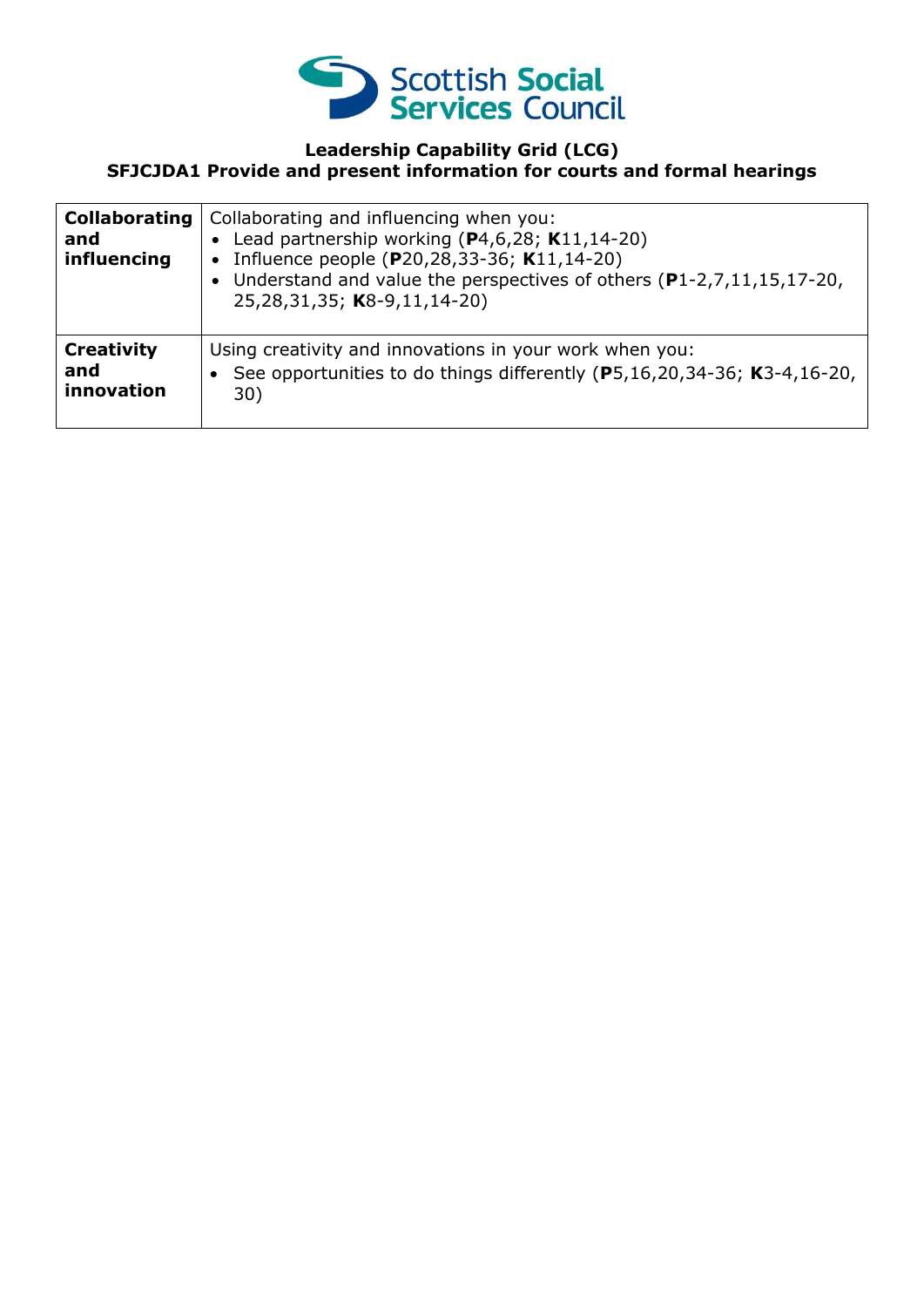**Leadership Capability Grid (LCG)**
**SFJCJDA1 Provide and present information for courts and formal hearings**

| | |
|---|---|
| **Collaborating and influencing** | Collaborating and influencing when you:<br>• Lead partnership working (**P**4,6,28; **K**11,14-20)<br>• Influence people (**P**20,28,33-36; **K**11,14-20)<br>• Understand and value the perspectives of others (**P**1-2,7,11,15,17-20, 25,28,31,35; **K**8-9,11,14-20) |
| **Creativity and innovation** | Using creativity and innovations in your work when you:<br>• See opportunities to do things differently (**P**5,16,20,34-36; **K**3-4,16-20, 30) |